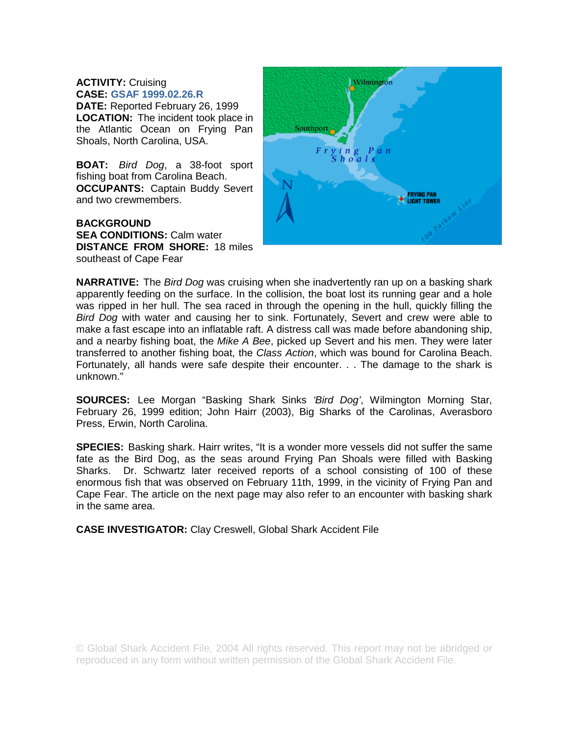**ACTIVITY:** Cruising
**CASE:** GSAF 1999.02.26.R
**DATE:** Reported February 26, 1999
**LOCATION:** The incident took place in the Atlantic Ocean on Frying Pan Shoals, North Carolina, USA.

**BOAT:** *Bird Dog*, a 38-foot sport fishing boat from Carolina Beach.
**OCCUPANTS:** Captain Buddy Severt and two crewmembers.

**BACKGROUND**
**SEA CONDITIONS:** Calm water
**DISTANCE FROM SHORE:** 18 miles southeast of Cape Fear

**NARRATIVE:** The *Bird Dog* was cruising when she inadvertently ran up on a basking shark apparently feeding on the surface. In the collision, the boat lost its running gear and a hole was ripped in her hull. The sea raced in through the opening in the hull, quickly filling the *Bird Dog* with water and causing her to sink. Fortunately, Severt and crew were able to make a fast escape into an inflatable raft. A distress call was made before abandoning ship, and a nearby fishing boat, the *Mike A Bee*, picked up Severt and his men. They were later transferred to another fishing boat, the *Class Action*, which was bound for Carolina Beach. Fortunately, all hands were safe despite their encounter. . . The damage to the shark is unknown."

**SOURCES:** Lee Morgan "Basking Shark Sinks *'Bird Dog'*, Wilmington Morning Star, February 26, 1999 edition; John Hairr (2003), Big Sharks of the Carolinas, Averasboro Press, Erwin, North Carolina.

**SPECIES:** Basking shark. Hairr writes, "It is a wonder more vessels did not suffer the same fate as the Bird Dog, as the seas around Frying Pan Shoals were filled with Basking Sharks. Dr. Schwartz later received reports of a school consisting of 100 of these enormous fish that was observed on February 11th, 1999, in the vicinity of Frying Pan and Cape Fear. The article on the next page may also refer to an encounter with basking shark in the same area.

**CASE INVESTIGATOR:** Clay Creswell, Global Shark Accident File

© Global Shark Accident File, 2004 All rights reserved. This report may not be abridged or reproduced in any form without written permission of the Global Shark Accident File.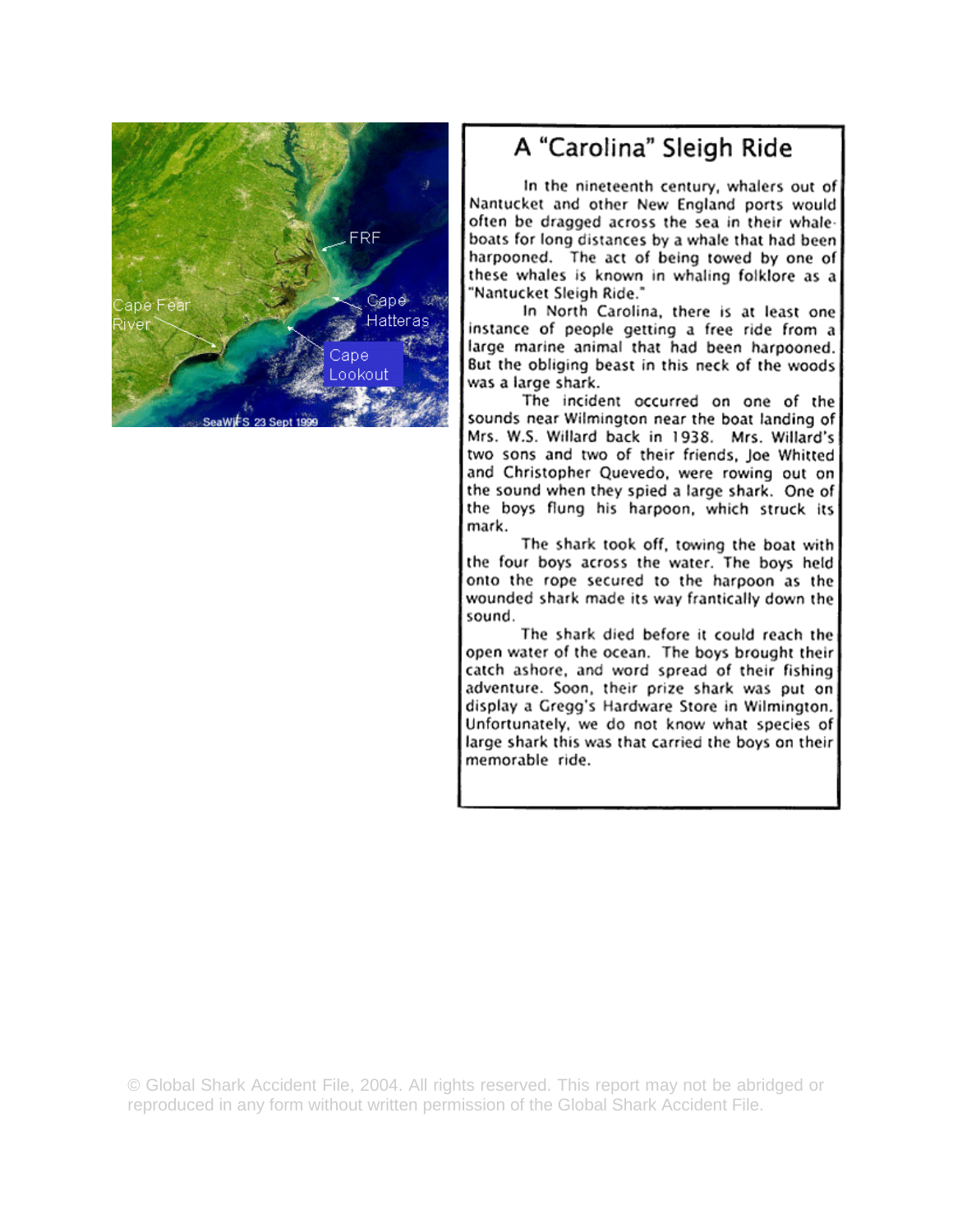FRF

Cape Fear River

Cape Hatteras

Cape Lookout

SeaWiFS 23 Sept 1999

## A "Carolina" Sleigh Ride

In the nineteenth century, whalers out of Nantucket and other New England ports would often be dragged across the sea in their whale-boats for long distances by a whale that had been harpooned. The act of being towed by one of these whales is known in whaling folklore as a "Nantucket Sleigh Ride."

In North Carolina, there is at least one instance of people getting a free ride from a large marine animal that had been harpooned. But the obliging beast in this neck of the woods was a large shark.

The incident occurred on one of the sounds near Wilmington near the boat landing of Mrs. W.S. Willard back in 1938. Mrs. Willard's two sons and two of their friends, Joe Whitted and Christopher Quevedo, were rowing out on the sound when they spied a large shark. One of the boys flung his harpoon, which struck its mark.

The shark took off, towing the boat with the four boys across the water. The boys held onto the rope secured to the harpoon as the wounded shark made its way frantically down the sound.

The shark died before it could reach the open water of the ocean. The boys brought their catch ashore, and word spread of their fishing adventure. Soon, their prize shark was put on display a Gregg's Hardware Store in Wilmington. Unfortunately, we do not know what species of large shark this was that carried the boys on their memorable ride.